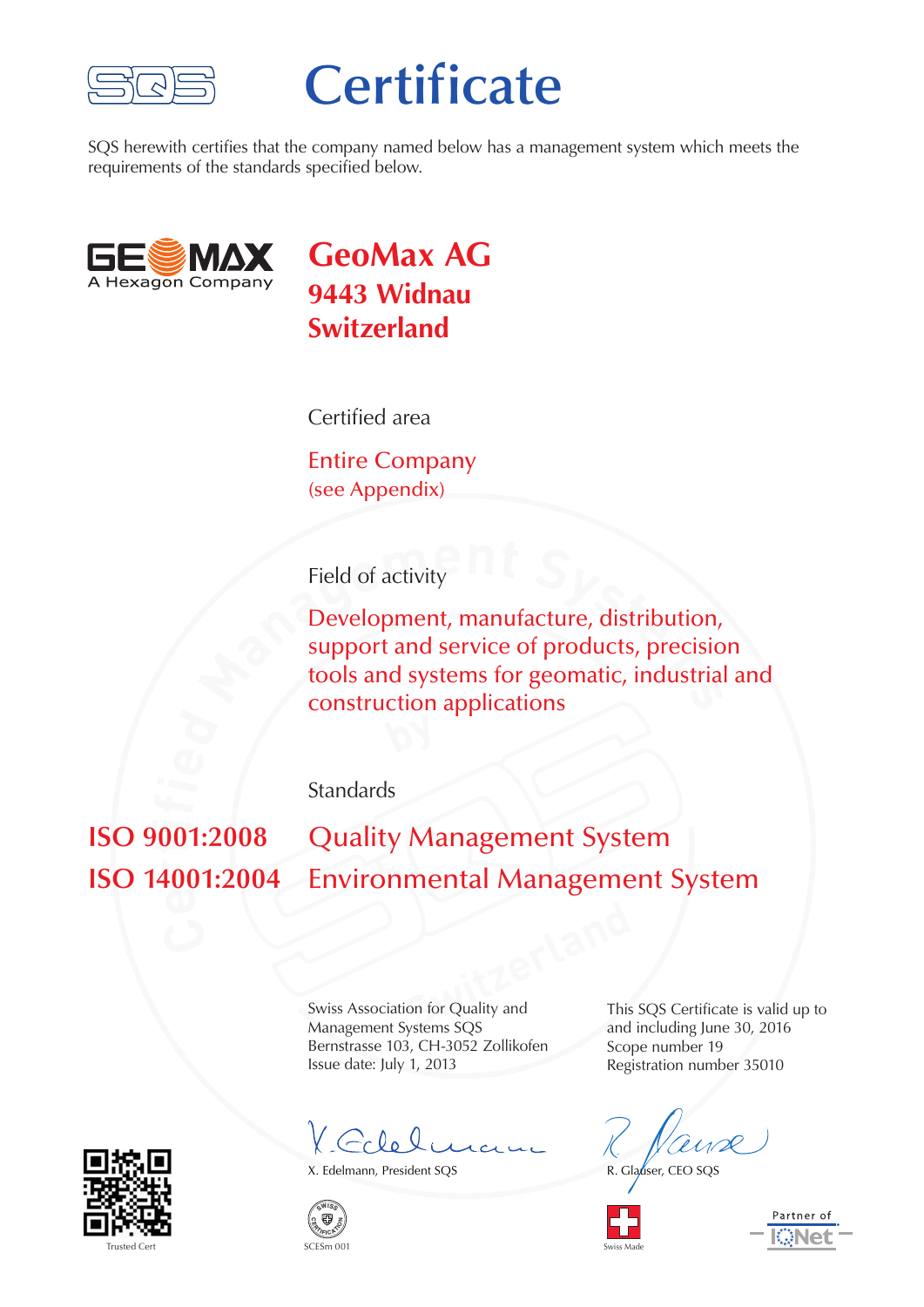# Certificate

SQS herewith certifies that the company named below has a management system which meets the requirements of the standards specified below.

## GeoMax AG
### 9443 Widnau
### Switzerland

Certified area

Entire Company
(see Appendix)

Field of activity

Development, manufacture, distribution, support and service of products, precision tools and systems for geomatic, industrial and construction applications

Standards

| | |
|---|---|
| ISO 9001:2008 | Quality Management System |
| ISO 14001:2004 | Environmental Management System |

Swiss Association for Quality and Management Systems SQS
Bernstrasse 103, CH-3052 Zollikofen
Issue date: July 1, 2013

This SQS Certificate is valid up to and including June 30, 2016
Scope number 19
Registration number 35010

X. Edelmann, President SQS

R. Glauser, CEO SQS

Trusted Cert

SCESm 001

Swiss Made

Partner of IQNet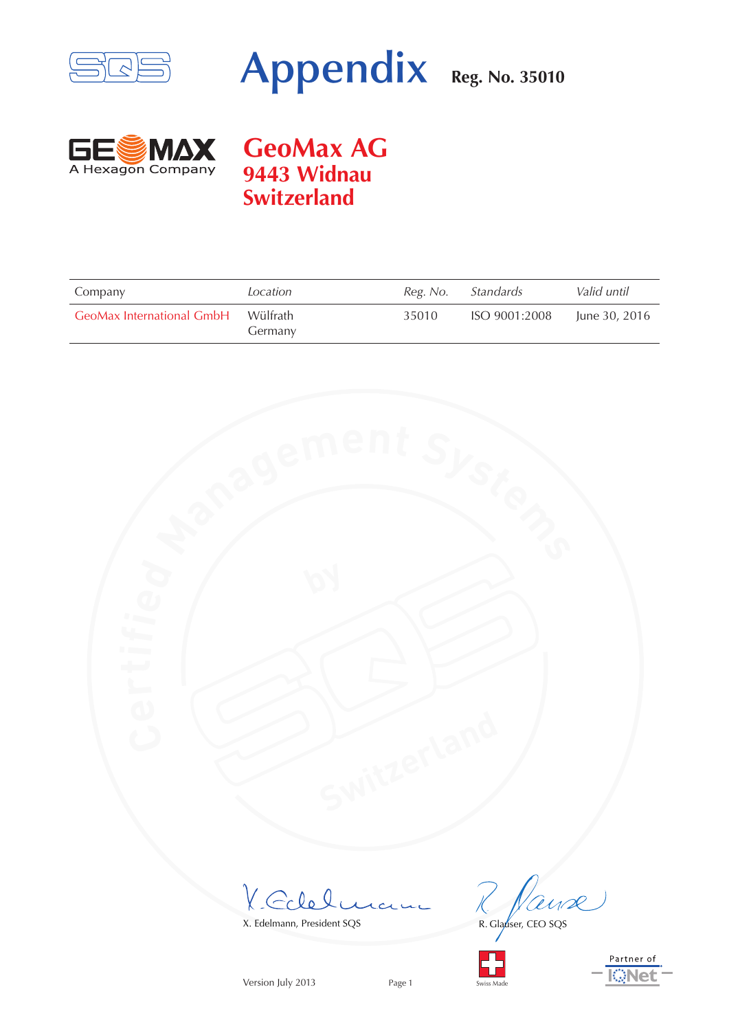# Appendix

**Reg. No. 35010**

## GeoMax AG
## 9443 Widnau
## Switzerland

| Company | *Location* | *Reg. No.* | *Standards* | *Valid until* |
|---|---|---|---|---|
| GeoMax International GmbH | Wülfrath Germany | 35010 | ISO 9001:2008 | June 30, 2016 |

X. Edelmann, President SQS

R. Glauser, CEO SQS

Version July 2013

Swiss Made

Partner of IQNet